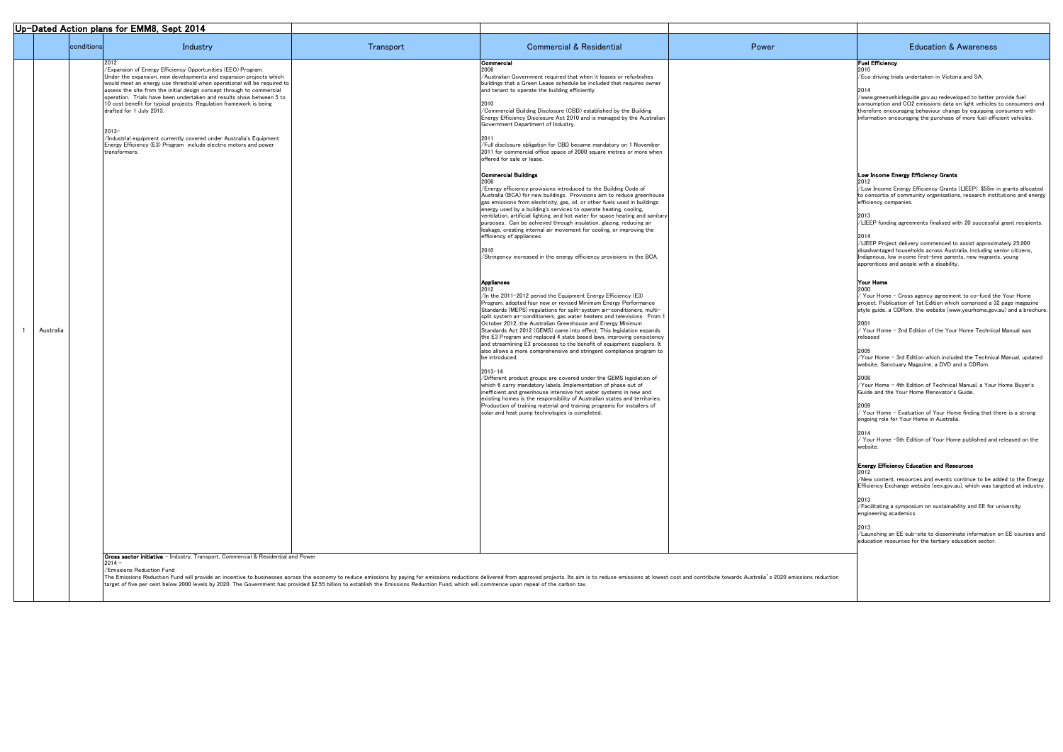## Up-Dated Action plans for EMM8, Sept 2014

| | | conditions | Industry | Transport | Commercial & Residential | Power | Education & Awareness |
|---|---|---|---|---|---|---|---|
| 1 | Australia | | 2012<br>/Expansion of Energy Efficiency Opportunities (EEO) Program. Under the expansion, new developments and expansion projects which would meet an energy use threshold when operational will be required to assess the site from the initial design concept through to commercial operation. Trials have been undertaken and results show between 5 to 10 cost benefit for typical projects. Regulation framework is being drafted for 1 July 2013.<br><br>2013-<br>/Industrial equipment currently covered under Australia's Equipment Energy Efficiency (E3) Program include electric motors and power transformers. | | **Commercial**<br>2006<br>/Australian Government required that when it leases or refurbishes buildings that a Green Lease schedule be included that requires owner and tenant to operate the building efficiently.<br><br>2010<br>/Commercial Building Disclosure (CBD) established by the Building Energy Efficiency Disclosure Act 2010 and is managed by the Australian Government Department of Industry.<br><br>2011<br>/Full disclosure obligation for CBD became mandatory on 1 November 2011 for commercial office space of 2000 square metres or more when offered for sale or lease.<br><br>**Commercial Buildings**<br>2006<br>/Energy efficiency provisions introduced to the Building Code of Australia (BCA) for new buildings. Provisions aim to reduce greenhouse gas emissions from electricity, gas, oil, or other fuels used in buildings energy used by a building's services to operate heating, cooling, ventilation, artificial lighting, and hot water for space heating and sanitary purposes. Can be achieved through insulation, glazing, reducing air leakage, creating internal air movement for cooling, or improving the efficiency of appliances.<br><br>2010<br>/Stringency increased in the energy efficiency provisions in the BCA.<br><br>**Appliances**<br>2012<br>/In the 2011-2012 period the Equipment Energy Efficiency (E3) Program, adopted four new or revised Minimum Energy Performance Standards (MEPS) regulations for split-system air-conditioners, multi-split system air-conditioners, gas water heaters and televisions. From 1 October 2012, the Australian Greenhouse and Energy Minimum Standards Act 2012 (GEMS) came into effect. This legislation expands the E3 Program and replaced 4 state based laws, improving consistency and streamlining E3 processes to the benefit of equipment suppliers. It also allows a more comprehensive and stringent compliance program to be introduced.<br><br>2013-14<br>/Different product groups are covered under the GEMS legislation of which 6 carry mandatory labels. Implementation of phase out of inefficient and greenhouse intensive hot water systems in new and existing homes is the responsibility of Australian states and territories. Production of training material and training programs for installers of solar and heat pump technologies is completed. | | **Fuel Efficiency**<br>2010<br>/Eco driving trials undertaken in Victoria and SA.<br><br>2014<br>/www.greenvehicleguide.gov.au redeveloped to better provide fuel consumption and CO2 emissions data on light vehicles to consumers and therefore encouraging behaviour change by equipping consumers with information encouraging the purchase of more fuel efficient vehicles.<br><br>**Low Income Energy Efficiency Grants**<br>2012<br>/Low Income Energy Efficiency Grants (LIEEP). $55m in grants allocated to consortia of community organisations, research institutions and energy efficiency companies.<br><br>2013<br>/LIEEP funding agreements finalised with 20 successful grant recipients.<br><br>2014<br>/LIEEP Project delivery commenced to assist approximately 25,000 disadvantaged households across Australia, including senior citizens, Indigenous, low income first-time parents, new migrants, young apprentices and people with a disability.<br><br>**Your Home**<br>2000<br>/ Your Home - Cross agency agreement to co-fund the Your Home project. Publication of 1st Edition which comprised a 32 page magazine style guide, a CDRom, the website (www.yourhome.gov.au) and a brochure.<br><br>2001<br>/ Your Home - 2nd Edition of the Your Home Technical Manual was released<br><br>2005<br>/Your Home - 3rd Edition which included the Technical Manual, updated website, Sanctuary Magazine, a DVD and a CDRom.<br><br>2008<br>/Your Home - 4th Edition of Technical Manual, a Your Home Buyer's Guide and the Your Home Renovator's Guide.<br><br>2009<br>/ Your Home - Evaluation of Your Home finding that there is a strong ongoing role for Your Home in Australia.<br><br>2014<br>/ Your Home -5th Edition of Your Home published and released on the website.<br><br>**Energy Efficiency Education and Resources**<br>2012<br>/New content, resources and events continue to be added to the Energy Efficiency Exchange website (eex.gov.au), which was targeted at industry.<br><br>2013<br>/Facilitating a symposium on sustainability and EE for university engineering academics.<br><br>2013<br>/Launching an EE sub-site to disseminate information on EE courses and education resources for the tertiary education sector. |
| | | | **Cross sector initiative** - Industry, Transport, Commercial & Residential and Power<br>2014 -<br>/Emissions Reduction Fund<br>The Emissions Reduction Fund will provide an incentive to businesses across the economy to reduce emissions by paying for emissions reductions delivered from approved projects. Its aim is to reduce emissions at lowest cost and contribute towards Australia's 2020 emissions reduction target of five per cent below 2000 levels by 2020. The Government has provided $2.55 billion to establish the Emissions Reduction Fund, which will commence upon repeal of the carbon tax. | | | | |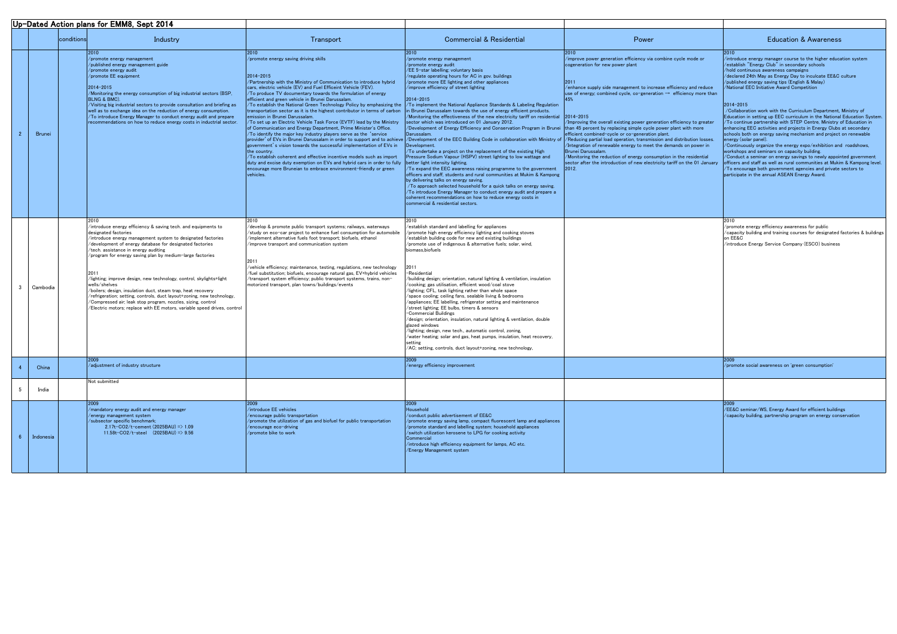## Up-Dated Action plans for EMM8, Sept 2014

| | | conditions | Industry | Transport | Commercial & Residential | Power | Education & Awareness |
|---|---|---|---|---|---|---|---|
| 2 | Brunei | | 2010<br>/promote energy management<br>/published energy management guide<br>/promote energy audit<br>/promote EE equipment<br><br>2014-2015<br>/Monitoring the energy consumption of big industrial sectors (BSP, BLNG & BMC).<br>/Visiting big industrial sectors to provide consultation and briefing as well as to exchange idea on the reduction of energy consumption.<br>/To introduce Energy Manager to conduct energy audit and prepare recommendations on how to reduce energy costs in industrial sector. | 2010<br>/promote energy saving driving skills<br><br>2014-2015<br>/Partnership with the Ministry of Communication to introduce hybrid cars, electric vehicle (EV) and Fuel Efficient Vehicle (FEV).<br>/To produce TV documentary towards the formulation of energy efficient and green vehicle in Brunei Darussalam.<br>/To establish the National Green Technology Policy by emphasizing the transportation sector as it is the highest contributor in terms of carbon emission in Brunei Darussalam.<br>/To set up an Electric Vehicle Task Force (EVTF) lead by the Ministry of Communication and Energy Department, Prime Minister's Office.<br>/To identify the major key industry players serve as the 'service provider' of EVs in Brunei Darussalam in order to support and to achieve government's vision towards the successful implementation of EVs in the country.<br>/To establish coherent and effective incentive models such as import duty and excise duty exemption on EVs and hybrid cars in order to fully encourage more Bruneian to embrace environment-friendly or green vehicles. | 2010<br>/promote energy management<br>/promote energy audit<br>/EE 5-star labelling; voluntary basis<br>/regulate operating hours for AC in gov. buildings<br>/promote more EE lighting and other appliances<br>/improve efficiency of street lighting<br><br>2014-2015<br>/To implement the National Appliance Standards & Labeling Regulation in Brunei Darussalam towards the use of energy efficient products.<br>/Monitoring the effectiveness of the new electricity tariff on residential sector which was introduced on 01 January 2012.<br>/Development of Energy Efficiency and Conservation Program in Brunei Darussalam.<br>/Development of the EEC Building Code in collaboration with Ministry of Development.<br>/To undertake a project on the replacement of the existing High Pressure Sodium Vapour (HSPV) street lighting to low wattage and better light intensity lighting.<br>/To expand the EEC awareness raising programme to the government officers and staff, students and rural communities at Mukim & Kampong by delivering talks on energy saving.<br>/To approach selected household for a quick talks on energy saving.<br>/To introduce Energy Manager to conduct energy audit and prepare a coherent recommendations on how to reduce energy costs in commercial & residential sectors. | 2010<br>/improve power generation efficiency via combine cycle mode or cogeneration for new power plant<br><br>2011<br>/enhance supply side management to increase efficiency and reduce use of energy; combined cycle, co-generation → efficiency more than 45%<br><br>2014-2015<br>/Improving the overall existing power generation efficiency to greater than 45 percent by replacing simple cycle power plant with more efficient combined-cycle or co-generation plant.<br>/Reducing partial load operation, transmission and distribution losses.<br>/Integration of renewable energy to meet the demands on power in Brunei Darussalam.<br>/Monitoring the reduction of energy consumption in the residential sector after the introduction of new electricity tariff on the 01 January 2012. | 2010<br>/introduce energy manager course to the higher education system<br>/establish "Energy Club" in secondary schools<br>/hold continuous awareness campaigns<br>/declared 24th May as Energy Day to inculcate EE&C culture<br>/published energy saving tips (English & Malay)<br>/National EEC Initiative Award Competition<br><br>2014-2015<br>/Collaboration work with the Curriculum Department, Ministry of Education in setting up EEC curriculum in the National Education System.<br>/To continue partnership with STEP Centre, Ministry of Education in enhancing EEC activities and projects in Energy Clubs at secondary schools both on energy saving mechanism and project on renewable energy (solar panel).<br>/Continuously organize the energy expo/exhibition and roadshows, workshops and seminars on capacity building.<br>/Conduct a seminar on energy savings to newly appointed government officers and staff as well as rural communities at Mukim & Kampong level.<br>/To encourage both government agencies and private sectors to participate in the annual ASEAN Energy Award. |
| 3 | Cambodia | | 2010<br>/introduce energy efficiency & saving tech. and equipments to designated factories<br>/introduce energy management system to designated factories<br>/development of energy database for designated factories<br>/tech. assistance in energy auditing<br>/program for energy saving plan by medium-large factories<br><br>2011<br>/lighting; improve design, new technology, control, skylights+light wells/shelves<br>/boilers; design, insulation duct, steam trap, heat recovery<br>/refrigeration; setting, controls, duct layout+zoning, new technology,<br>/Compressed air; leak stop program, nozzles, sizing, control<br>/Electric motors; replace with EE motors, variable speed drives, control | 2010<br>/develop & promote public transport systems; railways, waterways<br>/study on eco-car project to enhance fuel consumption for automobile<br>/implement alternative fuels foot transport; biofuels, ethanol<br>/improve transport and communication system<br><br>2011<br>/vehicle efficiency; maintenance, testing, regulations, new technology<br>/fuel substitution; biofuels, encourage natural gas, EV+hybrid vehicles<br>/transport system efficiency; public transport systems, trains, non-motorized transport, plan towns/buildings/events | 2010<br>/establish standard and labelling for appliances<br>/promote high energy efficiency lighting and cooking stoves<br>/establish building code for new and existing buildings<br>/promote use of indigenous & alternative fuels; solar, wind, biomass,biofuels<br><br>2011<br>-Residential<br>/building design; orientation, natural lighting & ventilation, insulation<br>/cooking; gas utilisation, efficient wood/coal stove<br>/lighting; CFL, task lighting rather than whole space<br>/space cooling; ceiling fans, sealable living & bedrooms<br>/appliances; EE labelling, refrigerator setting and maintenance<br>/street lighting; EE bulbs, timers & sensors<br>-Commercial Buildings<br>/design; orientation, insulation, natural lighting & ventilation, double glazed windows<br>/lighting; design, new tech., automatic control, zoning,<br>/water heating; solar and gas, heat pumps, insulation, heat recovery, setting<br>/AC; setting, controls, duct layout+zoning, new technology, | | 2010<br>/promote energy efficiency awareness for public<br>/capacity building and training courses for designated factories & buildings on EE&C<br>/introduce Energy Service Company (ESCO) business |
| 4 | China | | 2009<br>/adjustment of industry structure | | 2009<br>/energy efficiency improvement | | 2009<br>/promote social awareness on 'green consumption' |
| 5 | India | | Not submitted | | | | |
| 6 | Indonesia | | 2009<br>/mandatory energy audit and energy manager<br>/energy management system<br>/subsector specific benchmark;<br>2.17t-$CO_2$/t-cement (2025BAU) => 1.09<br>11.58t-$CO_2$/t-steel (2025BAU) => 9.56 | 2009<br>/introduce EE vehicles<br>/encourage public transportation<br>/promote the utilization of gas and biofuel for public transportation<br>/encourage eco-driving<br>/promote bike to work | 2009<br>Household<br>/conduct public advertisement of EE&C<br>/promote energy saving lamp, compact fluorescent lamp and appliances<br>/promote standard and labelling system; household appliances<br>/switch utilization kerosene to LPG for cooking activity<br>Commercial<br>/introduce high efficiency equipment for lamps, AC etc.<br>/Energy Management system | | 2009<br>/EE&C seminar/WS, Energy Award for efficient buildings<br>/capacity building, partnership program on energy conservation |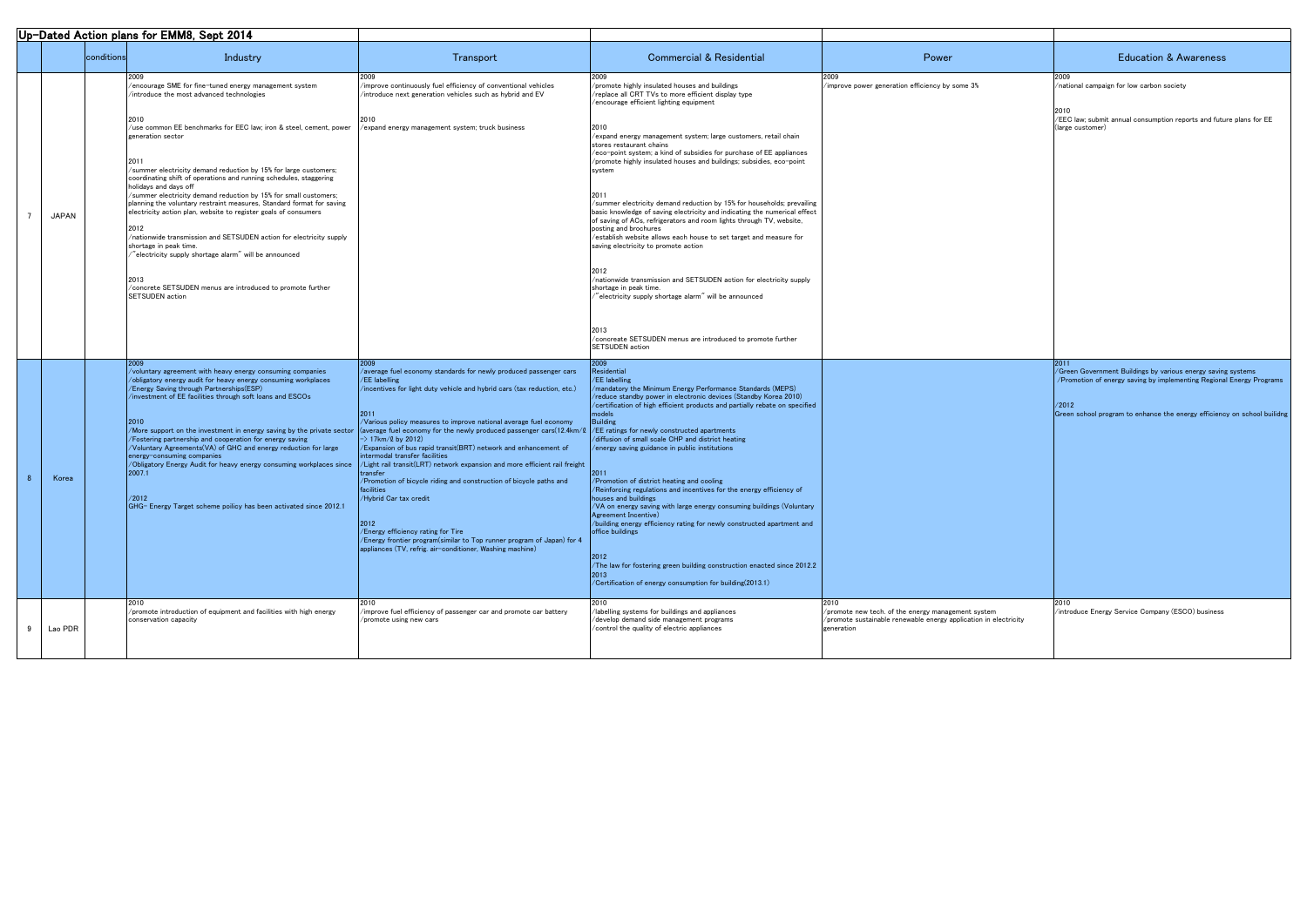## Up-Dated Action plans for EMM8, Sept 2014

| | | conditions | Industry | Transport | Commercial & Residential | Power | Education & Awareness |
|---|---|---|---|---|---|---|---|
| 7 | JAPAN | | 2009<br>/encourage SME for fine-tuned energy management system<br>/introduce the most advanced technologies<br><br>2010<br>/use common EE benchmarks for EEC law; iron & steel, cement, power generation sector<br><br>2011<br>/summer electricity demand reduction by 15% for large customers; coordinating shift of operations and running schedules, staggering holidays and days off<br>/summer electricity demand reduction by 15% for small customers; planning the voluntary restraint measures, Standard format for saving electricity action plan, website to register goals of consumers<br><br>2012<br>/nationwide transmission and SETSUDEN action for electricity supply shortage in peak time.<br>/"electricity supply shortage alarm" will be announced<br><br>2013<br>/concrete SETSUDEN menus are introduced to promote further SETSUDEN action | 2009<br>/improve continuously fuel efficiency of conventional vehicles<br>/introduce next generation vehicles such as hybrid and EV<br><br>2010<br>/expand energy management system; truck business | 2009<br>/promote highly insulated houses and buildings<br>/replace all CRT TVs to more efficient display type<br>/encourage efficient lighting equipment<br><br>2010<br>/expand energy management system; large customers, retail chain stores restaurant chains<br>/eco-point system; a kind of subsidies for purchase of EE appliances<br>/promote highly insulated houses and buildings; subsidies, eco-point system<br><br>2011<br>/summer electricity demand reduction by 15% for households; prevailing basic knowledge of saving electricity and indicating the numerical effect of saving of ACs, refrigerators and room lights through TV, website, posting and brochures<br>/establish website allows each house to set target and measure for saving electricity to promote action<br><br>2012<br>/nationwide transmission and SETSUDEN action for electricity supply shortage in peak time.<br>/"electricity supply shortage alarm" will be announced<br><br>2013<br>/conceate SETSUDEN menus are introduced to promote further SETSUDEN action | 2009<br>/improve power generation efficiency by some 3% | 2009<br>/national campaign for low carbon society<br><br>2010<br>/EEC law; submit annual consumption reports and future plans for EE (large customer) |
| 8 | Korea | | 2009<br>/voluntary agreement with heavy energy consuming companies<br>/obligatory energy audit for heavy energy consuming workplaces<br>/Energy Saving through Partnerships(ESP)<br>/investment of EE facilities through soft loans and ESCOs<br><br>2010<br>/More support on the investment in energy saving by the private sector<br>/Fostering partnership and cooperation for energy saving<br>/Voluntary Agreements(VA) of GHC and energy reduction for large energy-consuming companies<br>/Obligatory Energy Audit for heavy energy consuming workplaces since 2007.1<br><br>/2012<br>GHG- Energy Target scheme poilicy has been activated since 2012.1 | 2009<br>/average fuel economy standards for newly produced passenger cars<br>/EE labelling<br>/incentives for light duty vehicle and hybrid cars (tax reduction, etc.)<br><br>2011<br>/Various policy measures to improve national average fuel economy (average fuel economy for the newly produced passenger cars(12.4km/ℓ -> 17km/ℓ by 2012)<br>/Expansion of bus rapid transit(BRT) network and enhancement of intermodal transfer facilities<br>/Light rail transit(LRT) network expansion and more efficient rail freight transfer<br>/Promotion of bicycle riding and construction of bicycle paths and facilities<br>/Hybrid Car tax credit<br><br>2012<br>/Energy efficiency rating for Tire<br>/Energy frontier program(similar to Top runner program of Japan) for 4 appliances (TV, refrig. air-conditioner, Washing machine) | 2009<br>Residential<br>/EE labelling<br>/mandatory the Minimum Energy Performance Standards (MEPS)<br>/reduce standby power in electronic devices (Standby Korea 2010)<br>/certification of high efficient products and partially rebate on specified models<br>Building<br>/EE ratings for newly constructed apartments<br>/diffusion of small scale CHP and district heating<br>/energy saving guidance in public institutions<br><br>2011<br>/Promotion of district heating and cooling<br>/Reinforcing regulations and incentives for the energy efficiency of houses and buildings<br>/VA on energy saving with large energy consuming buildings (Voluntary Agreement Incentive)<br>/building energy efficiency rating for newly constructed apartment and office buildings<br><br>2012<br>/The law for fostering green building construction enacted since 2012.2<br>2013<br>/Certification of energy consumption for building(2013.1) | | 2011<br>/Green Government Buildings by various energy saving systems<br>/Promotion of energy saving by implementing Regional Energy Programs<br><br>/2012<br>Green school program to enhance the energy efficiency on school builidng |
| 9 | Lao PDR | | 2010<br>/promote introduction of equipment and facilities with high energy conservation capacity | 2010<br>/improve fuel efficiency of passenger car and promote car battery<br>/promote using new cars | 2010<br>/labelling systems for buildings and appliances<br>/develop demand side management programs<br>/control the quality of electric appliances | 2010<br>/promote new tech. of the energy management system<br>/promote sustainable renewable energy application in electricity generation | 2010<br>/introduce Energy Service Company (ESCO) business |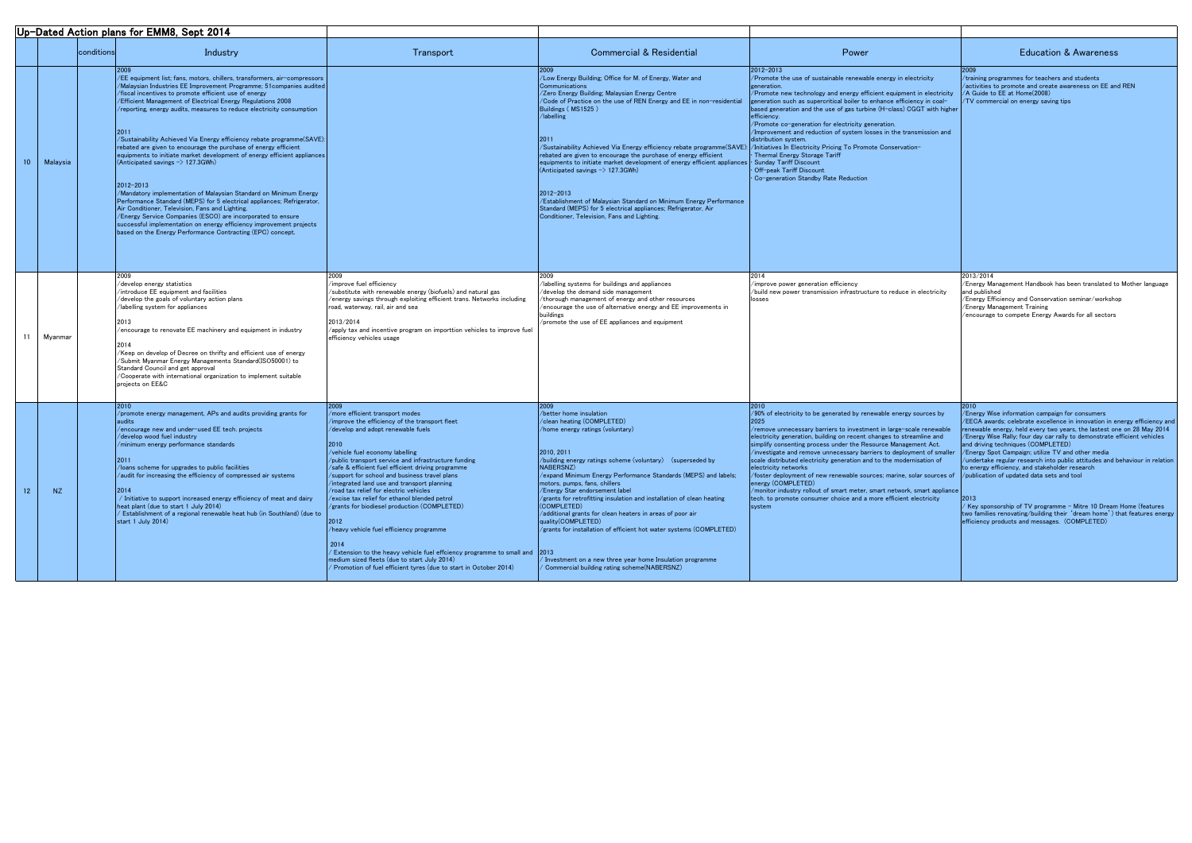## Up-Dated Action plans for EMM8, Sept 2014

| | | conditions | Industry | Transport | Commercial & Residential | Power | Education & Awareness |
|---|---|---|---|---|---|---|---|
| 10 | Malaysia | | 2009<br>/EE equipment list; fans, motors, chillers, transformers, air-compressors<br>/Malaysian Industries EE Improvement Programme; 51companies audited<br>/fiscal incentives to promote efficient use of energy<br>/Efficient Management of Electrical Energy Regulations 2008<br>/reporting, energy audits, measures to reduce electricity consumption<br><br>2011<br>/Sustainability Achieved Via Energy efficiency rebate programme(SAVE): rebated are given to encourage the purchase of energy efficient equipments to initiate market development of energy efficient appliances (Anticipated savings => 127.3GWh)<br><br>2012-2013<br>/Mandatory implementation of Malaysian Standard on Minimum Energy Performance Standard (MEPS) for 5 electrical appliances; Refrigerator, Air Conditioner, Television, Fans and Lighting.<br>/Energy Service Companies (ESCO) are incorporated to ensure successful implementation on energy efficiency improvement projects based on the Energy Performance Contracting (EPC) concept. | | 2009<br>/Low Energy Building; Office for M. of Energy, Water and Communications<br>/Zero Energy Building; Malaysian Energy Centre<br>/Code of Practice on the use of REN Energy and EE in non-residential Buildings ( MS1525 )<br>/labelling<br><br>2011<br>/Sustainability Achieved Via Energy efficiency rebate programme(SAVE): rebated are given to encourage the purchase of energy efficient equipments to initiate market development of energy efficient appliances (Anticipated savings => 127.3GWh)<br><br>2012-2013<br>/Establishment of Malaysian Standard on Minimum Energy Performance Standard (MEPS) for 5 electrical appliances; Refrigerator, Air Conditioner, Television, Fans and Lighting. | 2012-2013<br>/Promote the use of sustainable renewable energy in electricity generation.<br>/Promote new technology and energy efficient equipment in electricity generation such as supercritical boiler to enhance efficiency in coal-based generation and the use of gas turbine (H-class) CCGT with higher efficiency.<br>/Promote co-generation for electricity generation.<br>/Improvement and reduction of system losses in the transmission and distribution system.<br>/Initiatives In Electricity Pricing To Promote Conservation-<br>· Thermal Energy Storage Tariff<br>· Sunday Tariff Discount<br>· Off-peak Tariff Discount<br>· Co-generation Standby Rate Reduction | 2009<br>/training programmes for teachers and students<br>/activities to promote and create awareness on EE and REN<br>/A Guide to EE at Home(2008)<br>/TV commercial on energy saving tips |
| 11 | Myanmar | | 2009<br>/develop energy statistics<br>/introduce EE equipment and facilities<br>/develop the goals of voluntary action plans<br>/labelling system for appliances<br><br>2013<br>/encourage to renovate EE machinery and equipment in industry<br><br>2014<br>/Keep on develop of Decree on thrifty and efficient use of energy<br>/Submit Myanmar Energy Managements Standard(ISO50001) to Standard Council and get approval<br>/Cooperate with international organization to implement suitable projects on EE&C | 2009<br>/improve fuel efficiency<br>/substitute with renewable energy (biofuels) and natural gas<br>/energy savings through exploiting efficient trans. Networks including road, waterway, rail, air and sea<br><br>2013/2014<br>/apply tax and incentive program on importtion vehicles to improve fuel efficiency vehicles usage | 2009<br>/labelling systems for buildings and appliances<br>/develop the demand side management<br>/thorough management of energy and other resources<br>/encourage the use of alternative energy and EE improvements in buildings<br>/promote the use of EE appliances and equipment | 2014<br>/improve power generation efficiency<br>/build new power transmission infrastructure to reduce in electricity losses | 2013/2014<br>/Energy Management Handbook has been translated to Mother language and published<br>/Energy Efficiency and Conservation seminar/workshop<br>/Energy Management Training<br>/encourage to compete Energy Awards for all sectors |
| 12 | NZ | | 2010<br>/promote energy management, APs and audits providing grants for audits<br>/encourage new and under-used EE tech. projects<br>/develop wood fuel industry<br>/minimum energy performance standards<br><br>2011<br>/loans scheme for upgrades to public facilities<br>/audit for increasing the efficiency of compressed air systems<br><br>2014<br>/ Initiative to support increased energy efficiency of meat and dairy heat plant (due to start 1 July 2014)<br>/ Establishment of a regional renewable heat hub (in Southland) (due to start 1 July 2014) | 2009<br>/more efficient transport modes<br>/improve the efficiency of the transport fleet<br>/develop and adopt renewable fuels<br><br>2010<br>/vehicle fuel economy labelling<br>/public transport service and infrastructure funding<br>/safe & efficient fuel efficient driving programme<br>/support for school and business travel plans<br>/integrated land use and transport planning<br>/road tax relief for electric vehicles<br>/excise tax relief for ethanol blended petrol<br>/grants for biodiesel production (COMPLETED)<br><br>2012<br>/heavy vehicle fuel efficiency programme<br><br>2014<br>/ Extension to the heavy vehicle fuel effciency programme to small and medium sized fleets (due to start July 2014)<br>/ Promotion of fuel efficient tyres (due to start in October 2014) | 2009<br>/better home insulation<br>/clean heating (COMPLETED)<br>/home energy ratings (voluntary)<br><br>2010, 2011<br>/building energy ratings scheme (voluntary) (superseded by NABERSNZ)<br>/expand Minimum Energy Performance Standards (MEPS) and labels; motors, pumps, fans, chillers<br>/Energy Star endorsement label<br>/grants for retrofitting insulation and installation of clean heating (COMPLETED)<br>/additional grants for clean heaters in areas of poor air quality(COMPLETED)<br>/grants for installation of efficient hot water systems (COMPLETED)<br><br>2013<br>/ Investment on a new three year home Insulation programme<br>/ Commercial building rating scheme(NABERSNZ) | 2010<br>/90% of electricity to be generated by renewable energy sources by 2025<br>/remove unnecessary barriers to investment in large-scale renewable electricity generation, building on recent changes to streamline and simplify consenting process under the Resource Management Act.<br>/investigate and remove unnecessary barriers to deployment of smaller scale distributed electricity generation and to the modernisation of electricity networks<br>/foster deployment of new renewable sources; marine, solar sources of energy (COMPLETED)<br>/monitor industry rollout of smart meter, smart network, smart appliance tech. to promote consumer choice and a more efficient electricity system | 2010<br>/Energy Wise information campaign for consumers<br>/EECA awards; celebrate excellence in innovation in energy efficiency and renewable energy, held every two years, the lastest one on 28 May 2014<br>/Energy Wise Rally; four day car rally to demonstrate efficient vehicles and driving techniques (COMPLETED)<br>/Energy Spot Campaign; utilize TV and other media<br>/undertake regular research into public attitudes and behaviour in relation to energy efficiency, and stakeholder research<br>/publication of updated data sets and tool<br><br>2013<br>/ Key sponsorship of TV programme - Mitre 10 Dream Home (features two families renovating/building their "dream home") that features energy efficiency products and messages. (COMPLETED) |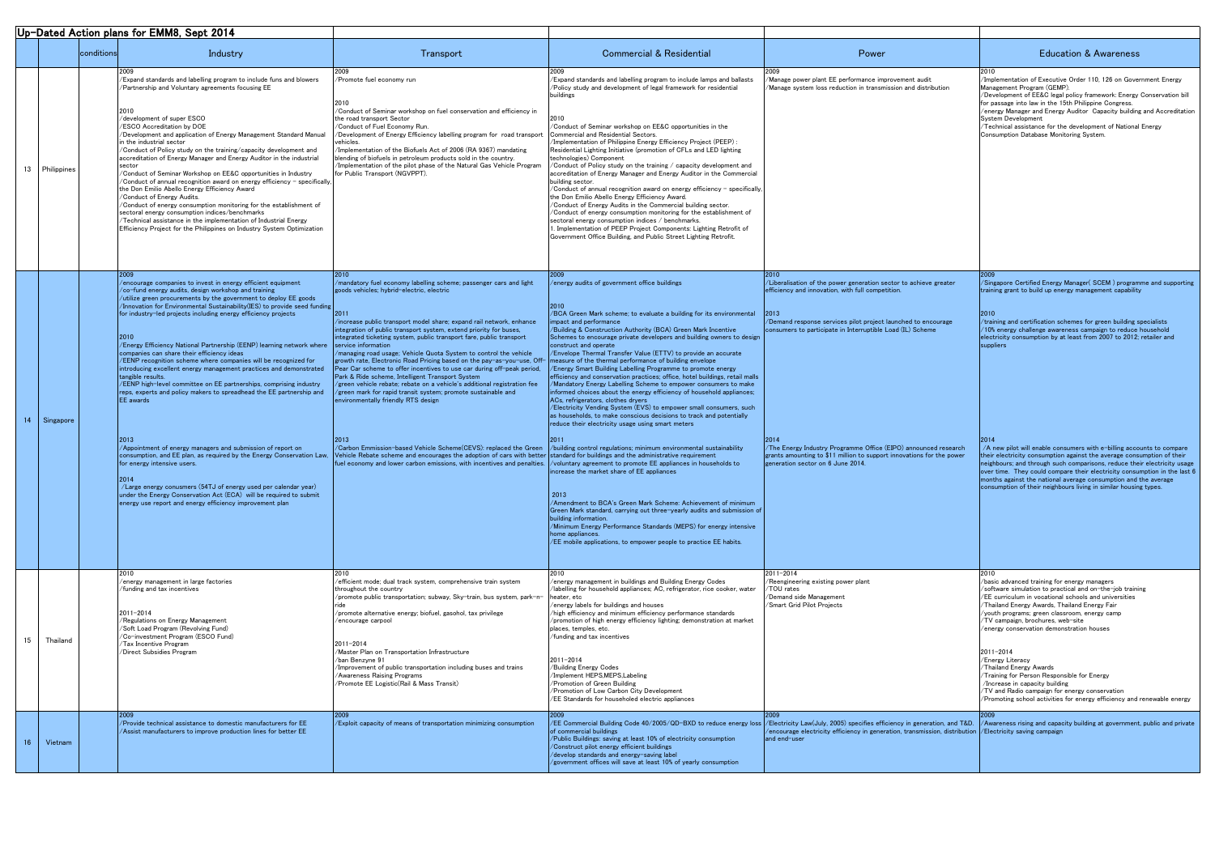# Up-Dated Action plans for EMM8, Sept 2014

| | | conditions | Industry | Transport | Commercial & Residential | Power | Education & Awareness |
|---|---|---|---|---|---|---|---|
| 13 | Philippines | | 2009<br>/Expand standards and labelling program to include funs and blowers<br>/Partnership and Voluntary agreements focusing EE<br><br>2010<br>/development of super ESCO<br>/ESCO Accreditation by DOE<br>/Development and application of Energy Management Standard Manual in the industrial sector<br>/Conduct of Policy study on the training/capacity development and accreditation of Energy Manager and Energy Auditor in the industrial sector<br>/Conduct of Seminar Workshop on EE&C opportunities in Industry<br>/Conduct of annual recognition award on energy efficiency - specifically, the Don Emilio Abello Energy Efficiency Award<br>/Conduct of Energy Audits.<br>/Conduct of energy consumption monitoring for the establishment of sectoral energy consumption indices/benchmarks<br>/Technical assistance in the implementation of Industrial Energy Efficiency Project for the Philippines on Industry System Optimization | 2009<br>/Promote fuel economy run<br><br>2010<br>/Conduct of Seminar workshop on fuel conservation and efficiency in the road transport Sector<br>/Conduct of Fuel Economy Run.<br>/Development of Energy Efficiency labelling program for road transport vehicles.<br>/Implementation of the Biofuels Act of 2006 (RA 9367) mandating blending of biofuels in petroleum products sold in the country.<br>/Implementation of the pilot phase of the Natural Gas Vehicle Program for Public Transport (NGVPPT). | 2009<br>/Expand standards and labelling program to include lamps and ballasts<br>/Policy study and development of legal framework for residential buildings<br><br>2010<br>/Conduct of Seminar workshop on EE&C opportunities in the Commercial and Residential Sectors.<br>/Implementation of Philippine Energy Efficiency Project (PEEP) : Residential Lighting Initiative (promotion of CFLs and LED lighting technologies) Component<br>/Conduct of Policy study on the training / capacity development and accreditation of Energy Manager and Energy Auditor in the Commercial building sector.<br>/Conduct of annual recognition award on energy efficiency - specifically, the Don Emilio Abello Energy Efficiency Award.<br>/Conduct of Energy Audits in the Commercial building sector.<br>/Conduct of energy consumption monitoring for the establishment of sectoral energy consumption indices / benchmarks.<br>1. Implementation of PEEP Project Components: Lighting Retrofit of Government Office Building, and Public Street Lighting Retrofit. | 2009<br>/Manage power plant EE performance improvement audit<br>/Manage system loss reduction in transmission and distribution | 2010<br>/Implementation of Executive Order 110, 126 on Government Energy Management Program (GEMP).<br>/Development of EE&C legal policy framework: Energy Conservation bill for passage into law in the 15th Philippine Congress.<br>/energy Manager and Energy Auditor Capacity building and Accreditation System Development<br>/Technical assistance for the development of National Energy Consumption Database Monitoring System. |
| 14 | Singapore | | 2009<br>/encourage companies to invest in energy efficient equipment<br>/co-fund energy audits, design workshop and training<br>/utilize green procurements by the government to deploy EE goods<br>/Innovation for Environmental Sustainability(IES) to provide seed funding for industry-led projects including energy efficiency projects<br><br>2010<br>/Energy Efficiency National Partnership (EENP) learning network where companies can share their efficiency ideas<br>/EENP recognition scheme where companies will be recognized for introducing excellent energy management practices and demonstrated tangible results.<br>/EENP high-level committee on EE partnerships, comprising industry reps, experts and policy makers to spreadhead the EE partnership and EE awards<br><br>2013<br>/Appointment of energy managers and submission of report on consumption, and EE plan, as required by the Energy Conservation Law, for energy intensive users.<br><br>2014<br>/Large energy consumers (54TJ of energy used per calendar year) under the Energy Conservation Act (ECA) will be required to submit energy use report and energy efficiency improvement plan | 2010<br>/mandatory fuel economy labelling scheme; passenger cars and light goods vehicles; hybrid-electric, electric<br><br>2011<br>/increase public transport model share; expand rail network, enhance integration of public transport system, extend priority for buses, integrated ticketing system, public transport fare, public transport service information<br>/managing road usage; Vehicle Quota System to control the vehicle growth rate, Electronic Road Pricing based on the pay-as-you-use, Off-Pear Car scheme to offer incentives to use car during off-peak period, Park & Ride scheme, Intelligent Transport System<br>/green vehicle rebate; rebate on a vehicle's additional registration fee<br>/green mark for rapid transit system; promote sustainable and environmentally friendly RTS design<br><br>2013<br>/Carbon Emmission-based Vehicle Scheme(CEVS): replaced the Green Vehicle Rebate scheme and encourages the adoption of cars with better fuel economy and lower carbon emissions, with incentives and penalties. | 2009<br>/energy audits of government office buildings<br><br>2010<br>/BCA Green Mark scheme; to evaluate a building for its environmental impact and performance<br>/Building & Construction Authority (BCA) Green Mark Incentive Schemes to encourage private developers and building owners to design construct and operate<br>/Envelope Thermal Transfer Value (ETTV) to provide an accurate measure of the thermal performance of building envelope<br>/Energy Smart Building Labelling Programme to promote energy efficiency and conservation practices; office, hotel buildings, retail malls<br>/Mandatory Energy Labelling Scheme to empower consumers to make informed choices about the energy efficiency of household appliances; ACs, refrigerators, clothes dryers<br>/Electricity Vending System (EVS) to empower small consumers, such as households, to make conscious decisions to track and potentially reduce their electricity usage using smart meters<br><br>2011<br>/building control regulations; minimum environmental sustainability standard for buildings and the administrative requirement<br>/voluntary agreement to promote EE appliances in households to increase the market share of EE appliances<br><br>2013<br>/Amendment to BCA's Green Mark Scheme: Achievement of minimum Green Mark standard, carrying out three-yearly audits and submission of building information.<br>/Minimum Energy Performance Standards (MEPS) for energy intensive home appliances.<br>/EE mobile applications, to empower people to practice EE habits. | 2010<br>/Liberalisation of the power generation sector to achieve greater efficiency and innovation, with full competition.<br><br>2013<br>/Demand response services pilot project launched to encourage consumers to participate in Interruptible Load (IL) Scheme<br><br>2014<br>/The Energy Industry Programme Office (EIPO) announced research grants amounting to $11 million to support innovations for the power generation sector on 6 June 2014. | 2009<br>/Singapore Certified Energy Manager( SCEM ) programme and supporting training grant to build up energy management capability<br><br>2010<br>/training and certification schemes for green building specialists<br>/10% energy challenge awareness campaign to reduce household electricity consumption by at least from 2007 to 2012; retailer and suppliers<br><br>2014<br>/A new pilot will enable consumers with e-billing accounts to compare their electricity consumption against the average consumption of their neighbours; and through such comparisons, reduce their electricity usage over time. They could compare their electricity consumption in the last 6 months against the national average consumption and the average consumption of their neighbours living in similar housing types. |
| 15 | Thailand | | 2010<br>/energy management in large factories<br>/funding and tax incentives<br><br>2011-2014<br>/Regulations on Energy Management<br>/Soft Load Program (Revolving Fund)<br>/Co-investment Program (ESCO Fund)<br>/Tax Incentive Program<br>/Direct Subsidies Program | 2010<br>/efficient mode; dual track system, comprehensive train system throughout the country<br>/promote public transportation; subway, Sky-train, bus system, park-n-ride<br>/promote alternative energy; biofuel, gasohol, tax privilege<br>/encourage carpool<br><br>2011-2014<br>/Master Plan on Transportation Infrastructure<br>/ban Benzyne 91<br>/Improvement of public transportation including buses and trains<br>/Awareness Raising Programs<br>/Promote EE Logistic(Rail & Mass Transit) | 2010<br>/energy management in buildings and Building Energy Codes<br>/labelling for household appliances; AC, refrigerator, rice cooker, water heater, etc<br>/energy labels for buildings and houses<br>/high efficiency and minimum efficiency performance standards<br>/promotion of high energy efficiency lighting; demonstration at market places, temples, etc.<br>/funding and tax incentives<br><br>2011-2014<br>/Building Energy Codes<br>/Implement HEPS,MEPS,Labeling<br>/Promotion of Green Building<br>/Promotion of Low Carbon City Development<br>/EE Standards for householed electric appliances | 2011-2014<br>/Reengineering existing power plant<br>/TOU rates<br>/Demand side Management<br>/Smart Grid Pilot Projects | 2010<br>/basic advanced training for energy managers<br>/software simulation to practical and on-the-job training<br>/EE curriculum in vocational schools and universities<br>/Thailand Energy Awards, Thailand Energy Fair<br>/youth programs; green classroom, energy camp<br>/TV campaign, brochures, web-site<br>/energy conservation demonstration houses<br><br>2011-2014<br>/Energy Literacy<br>/Thailand Energy Awards<br>/Training for Person Responsible for Energy<br>/Increase in capacity building<br>/TV and Radio campaign for energy conservation<br>/Promoting school activities for energy efficiency and renewable energy |
| 16 | Vietnam | | 2009<br>/Provide technical assistance to domestic manufacturers for EE<br>/Assist manufacturers to improve production lines for better EE | 2009<br>/Exploit capacity of means of transportation minimizing consumption | 2009<br>/EE Commercial Building Code 40/2005/QD-BXD to reduce energy loss of commercial buildings<br>/Public Buildings: saving at least 10% of electricity consumption<br>/Construct pilot energy efficient buildings<br>/develop standards and energy-saving label<br>/government offices will save at least 10% of yearly consumption | 2009<br>/Electricity Law(July, 2005) specifies efficiency in generation, and T&D.<br>/encourage electricity efficiency in generation, transmission, distribution and end-user | 2009<br>/Awareness rising and capacity building at government, public and private<br>/Electricity saving campaign |